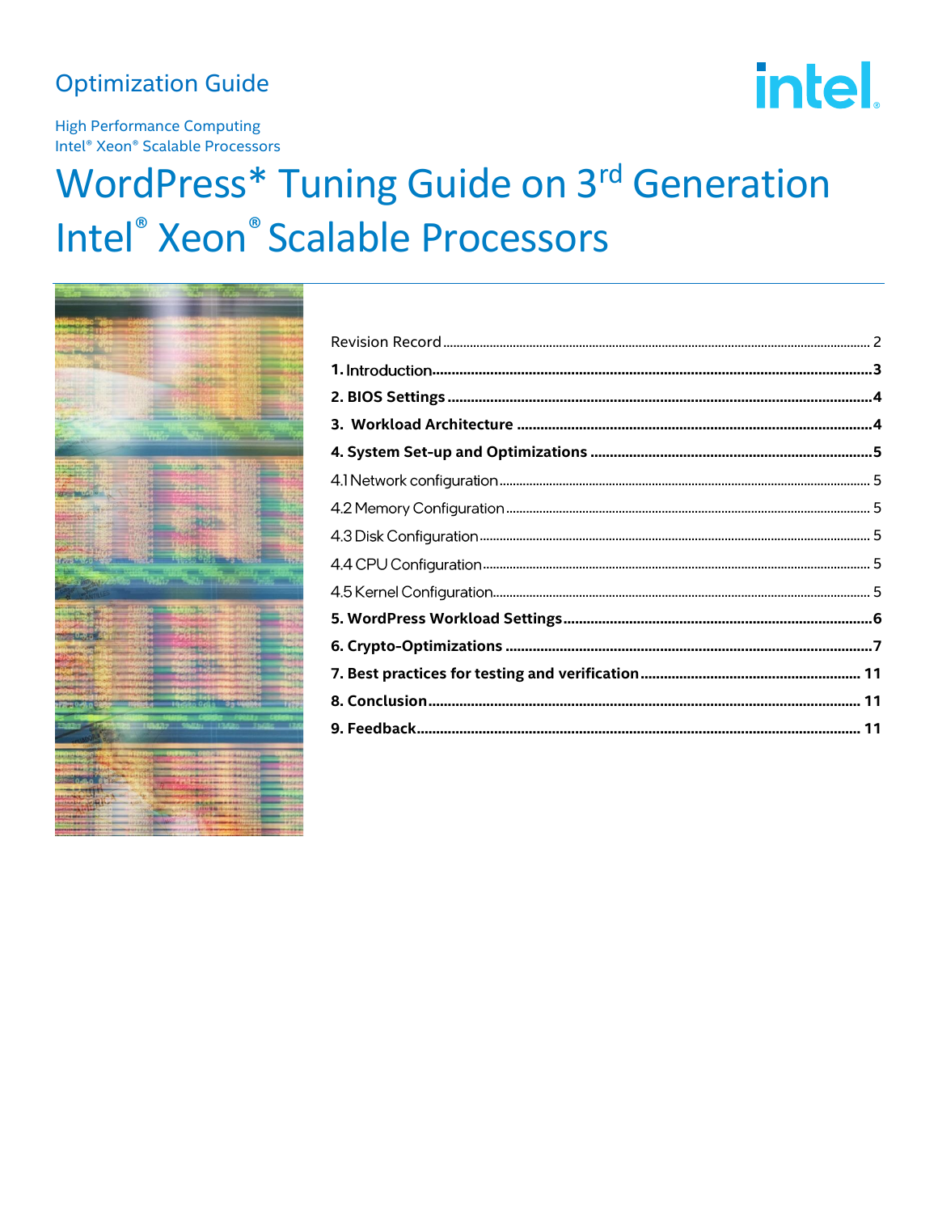Optimization Guide

High Performance Computing
Intel® Xeon® Scalable Processors

# WordPress* Tuning Guide on 3rd Generation Intel® Xeon® Scalable Processors

Revision Record ........................................................................................................ 2
**1. Introduction** ........................................................................................................ **3**
**2. BIOS Settings** ........................................................................................................ **4**
**3. Workload Architecture** ........................................................................................ **4**
**4. System Set-up and Optimizations** ...................................................................... **5**
4.1 Network configuration ............................................................................................ 5
4.2 Memory Configuration ........................................................................................... 5
4.3 Disk Configuration .................................................................................................. 5
4.4 CPU Configuration .................................................................................................. 5
4.5 Kernel Configuration ............................................................................................... 5
**5. WordPress Workload Settings** .............................................................................. **6**
**6. Crypto-Optimizations** ........................................................................................... **7**
**7. Best practices for testing and verification** ........................................................ **11**
**8. Conclusion** .......................................................................................................... **11**
**9. Feedback** ............................................................................................................. **11**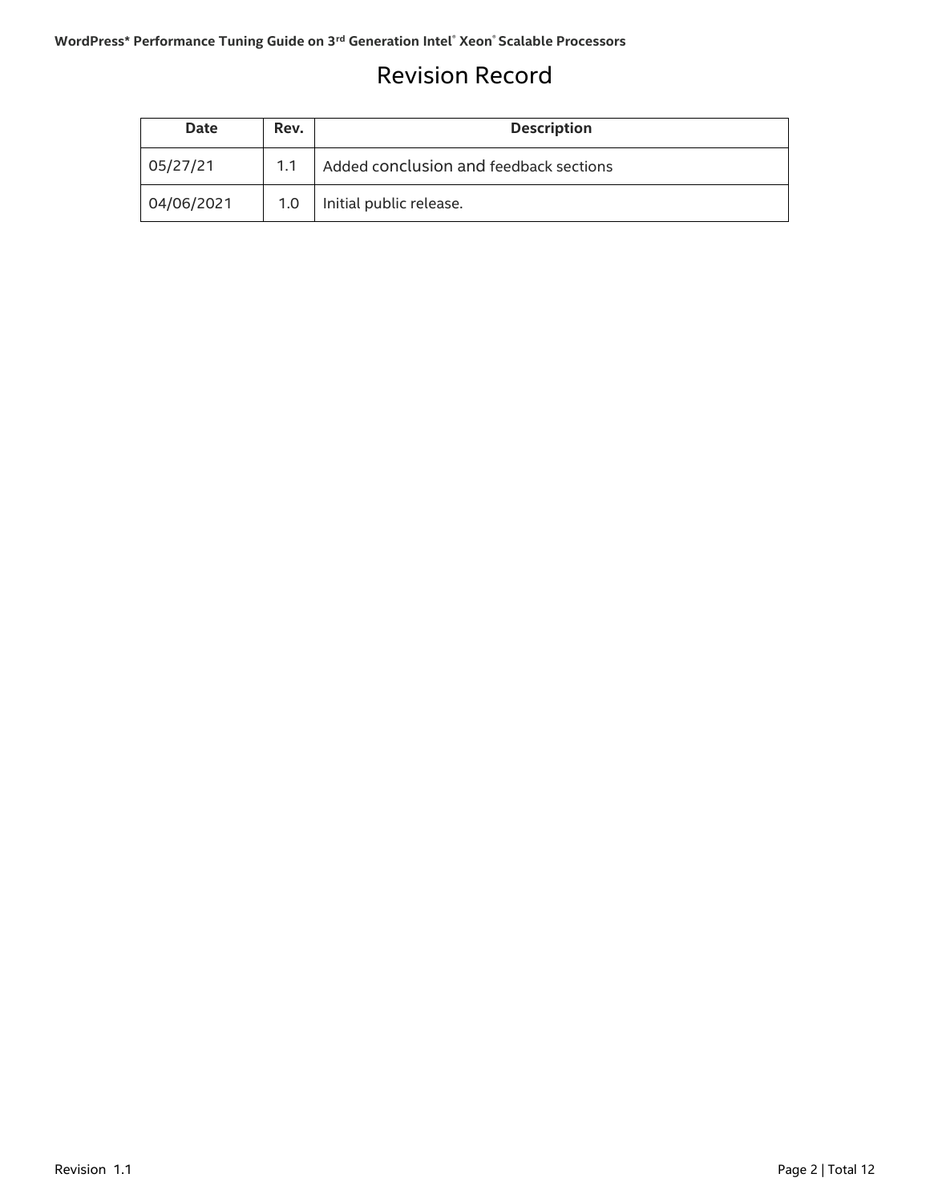# Revision Record

| Date | Rev. | Description |
| --- | --- | --- |
| 05/27/21 | 1.1 | Added conclusion and feedback sections |
| 04/06/2021 | 1.0 | Initial public release. |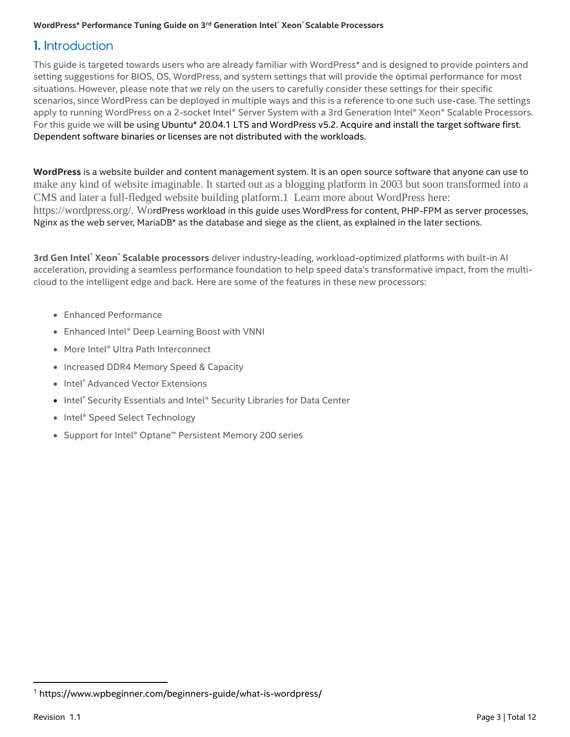# 1. Introduction

This guide is targeted towards users who are already familiar with WordPress* and is designed to provide pointers and setting suggestions for BIOS, OS, WordPress, and system settings that will provide the optimal performance for most situations. However, please note that we rely on the users to carefully consider these settings for their specific scenarios, since WordPress can be deployed in multiple ways and this is a reference to one such use-case. The settings apply to running WordPress on a 2-socket Intel® Server System with a 3rd Generation Intel® Xeon® Scalable Processors. For this guide we will be using Ubuntu* 20.04.1 LTS and WordPress v5.2. Acquire and install the target software first. Dependent software binaries or licenses are not distributed with the workloads.

**WordPress** is a website builder and content management system. It is an open source software that anyone can use to make any kind of website imaginable. It started out as a blogging platform in 2003 but soon transformed into a CMS and later a full-fledged website building platform.[1] Learn more about WordPress here: https://wordpress.org/. WordPress workload in this guide uses WordPress for content, PHP-FPM as server processes, Nginx as the web server, MariaDB* as the database and siege as the client, as explained in the later sections.

**3rd Gen Intel® Xeon® Scalable processors** deliver industry-leading, workload-optimized platforms with built-in AI acceleration, providing a seamless performance foundation to help speed data's transformative impact, from the multi-cloud to the intelligent edge and back. Here are some of the features in these new processors:

- Enhanced Performance
- Enhanced Intel® Deep Learning Boost with VNNI
- More Intel® Ultra Path Interconnect
- Increased DDR4 Memory Speed & Capacity
- Intel® Advanced Vector Extensions
- Intel® Security Essentials and Intel® Security Libraries for Data Center
- Intel® Speed Select Technology
- Support for Intel® Optane™ Persistent Memory 200 series

[1] https://www.wpbeginner.com/beginners-guide/what-is-wordpress/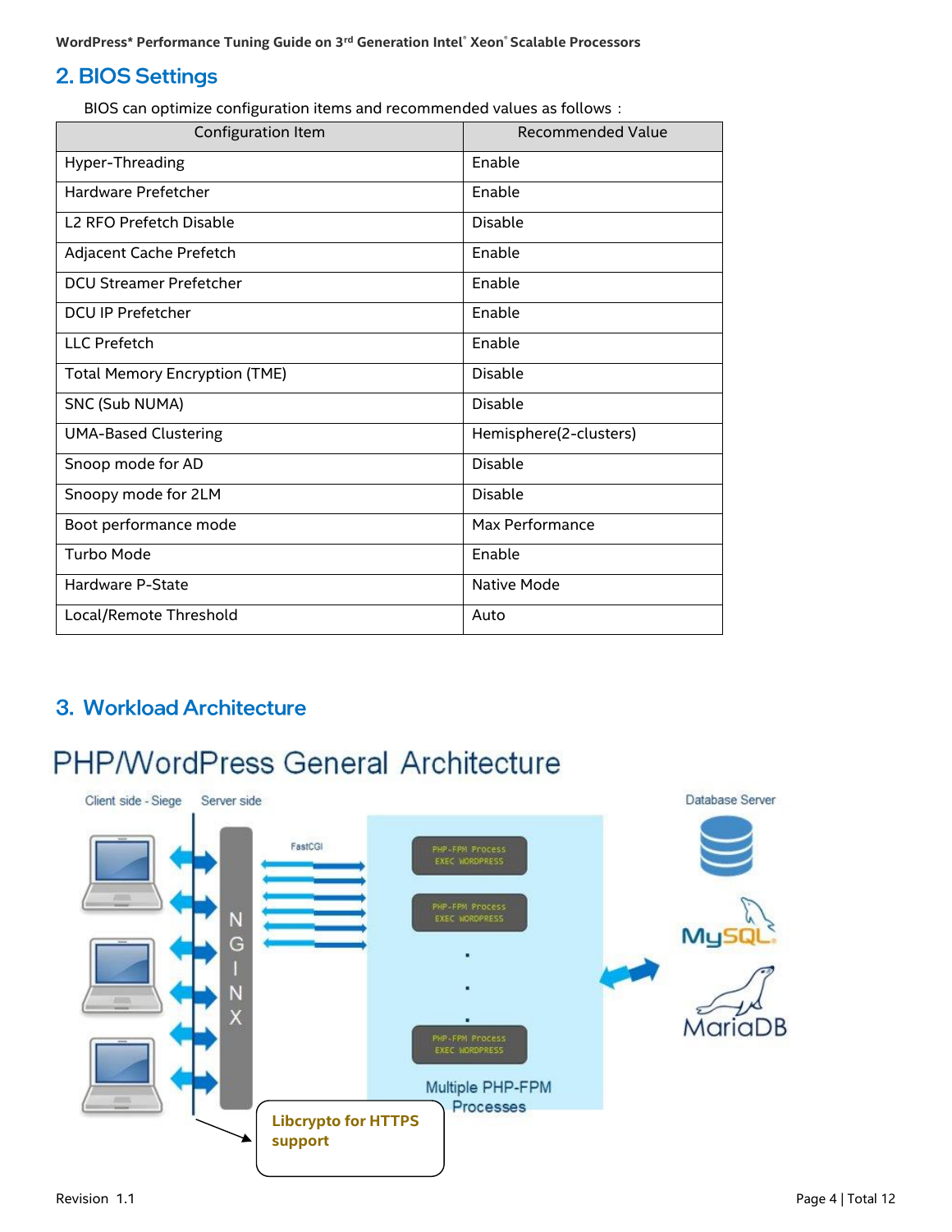## 2. BIOS Settings

BIOS can optimize configuration items and recommended values as follows：

| Configuration Item | Recommended Value |
|---|---|
| Hyper-Threading | Enable |
| Hardware Prefetcher | Enable |
| L2 RFO Prefetch Disable | Disable |
| Adjacent Cache Prefetch | Enable |
| DCU Streamer Prefetcher | Enable |
| DCU IP Prefetcher | Enable |
| LLC Prefetch | Enable |
| Total Memory Encryption (TME) | Disable |
| SNC (Sub NUMA) | Disable |
| UMA-Based Clustering | Hemisphere(2-clusters) |
| Snoop mode for AD | Disable |
| Snoopy mode for 2LM | Disable |
| Boot performance mode | Max Performance |
| Turbo Mode | Enable |
| Hardware P-State | Native Mode |
| Local/Remote Threshold | Auto |

## 3. Workload Architecture

PHP/WordPress General Architecture

Client side - Siege | Server side | NGINX | FastCGI | PHP-FPM Process EXEC WORDPRESS | Multiple PHP-FPM Processes | Database Server | MySQL | MariaDB

Libcrypto for HTTPS support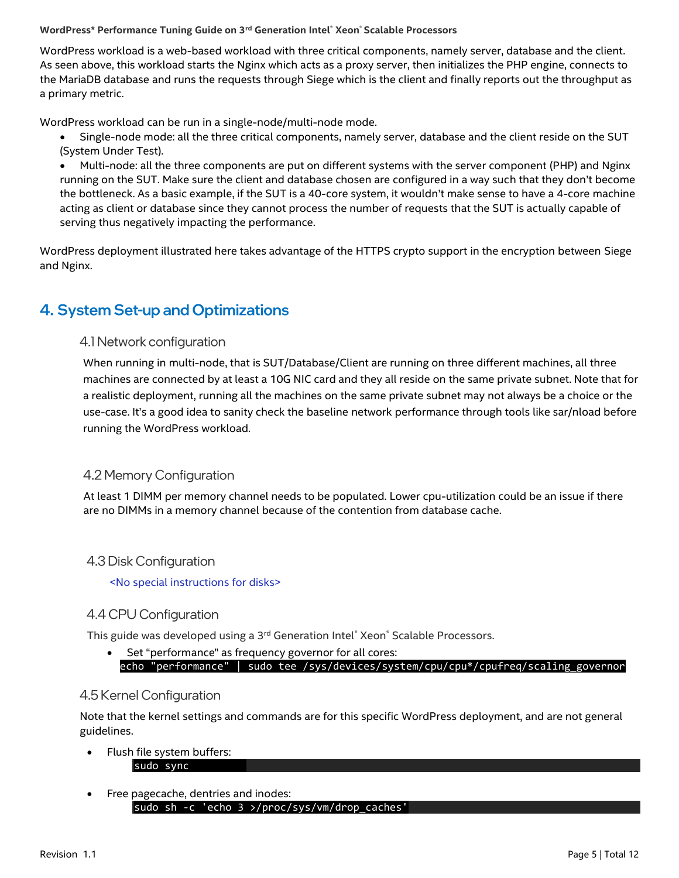WordPress workload is a web-based workload with three critical components, namely server, database and the client. As seen above, this workload starts the Nginx which acts as a proxy server, then initializes the PHP engine, connects to the MariaDB database and runs the requests through Siege which is the client and finally reports out the throughput as a primary metric.

WordPress workload can be run in a single-node/multi-node mode.

- Single-node mode: all the three critical components, namely server, database and the client reside on the SUT (System Under Test).
- Multi-node: all the three components are put on different systems with the server component (PHP) and Nginx running on the SUT. Make sure the client and database chosen are configured in a way such that they don't become the bottleneck. As a basic example, if the SUT is a 40-core system, it wouldn't make sense to have a 4-core machine acting as client or database since they cannot process the number of requests that the SUT is actually capable of serving thus negatively impacting the performance.

WordPress deployment illustrated here takes advantage of the HTTPS crypto support in the encryption between Siege and Nginx.

# 4. System Set-up and Optimizations

## 4.1 Network configuration

When running in multi-node, that is SUT/Database/Client are running on three different machines, all three machines are connected by at least a 10G NIC card and they all reside on the same private subnet. Note that for a realistic deployment, running all the machines on the same private subnet may not always be a choice or the use-case. It's a good idea to sanity check the baseline network performance through tools like sar/nload before running the WordPress workload.

## 4.2 Memory Configuration

At least 1 DIMM per memory channel needs to be populated. Lower cpu-utilization could be an issue if there are no DIMMs in a memory channel because of the contention from database cache.

## 4.3 Disk Configuration

<No special instructions for disks>

## 4.4 CPU Configuration

This guide was developed using a 3rd Generation Intel® Xeon® Scalable Processors.

- Set "performance" as frequency governor for all cores:

```
echo "performance" | sudo tee /sys/devices/system/cpu/cpu*/cpufreq/scaling_governor
```

## 4.5 Kernel Configuration

Note that the kernel settings and commands are for this specific WordPress deployment, and are not general guidelines.

- Flush file system buffers:

```
sudo sync
```

- Free pagecache, dentries and inodes:

```
sudo sh -c 'echo 3 >/proc/sys/vm/drop_caches'
```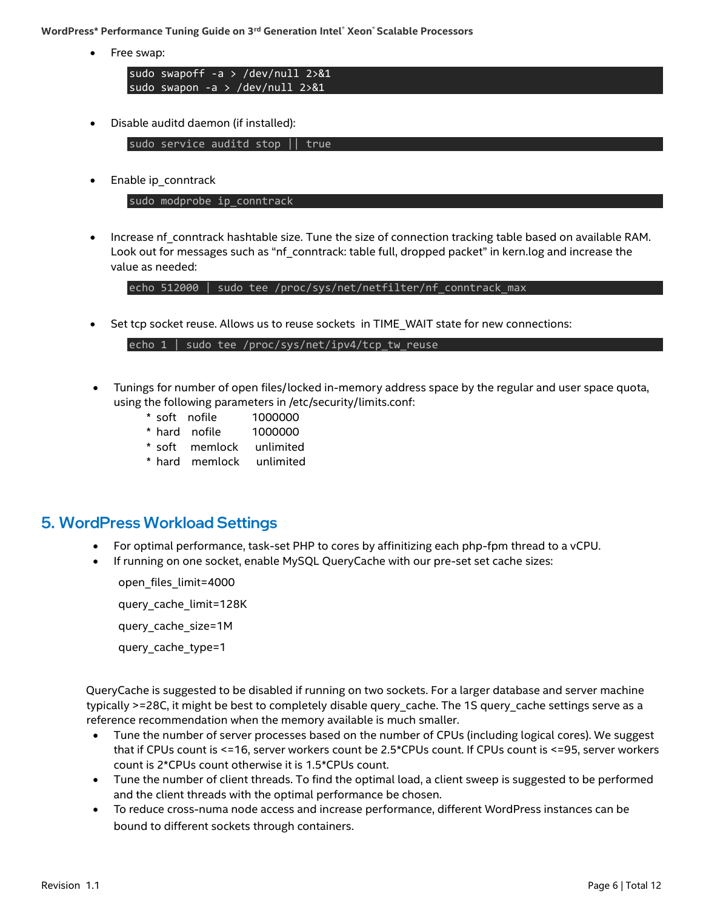- Free swap:

```
sudo swapoff -a > /dev/null 2>&1
sudo swapon -a > /dev/null 2>&1
```

- Disable auditd daemon (if installed):

```
sudo service auditd stop || true
```

- Enable ip_conntrack

```
sudo modprobe ip_conntrack
```

- Increase nf_conntrack hashtable size. Tune the size of connection tracking table based on available RAM. Look out for messages such as "nf_conntrack: table full, dropped packet" in kern.log and increase the value as needed:

```
echo 512000 | sudo tee /proc/sys/net/netfilter/nf_conntrack_max
```

- Set tcp socket reuse. Allows us to reuse sockets in TIME_WAIT state for new connections:

```
echo 1 | sudo tee /proc/sys/net/ipv4/tcp_tw_reuse
```

- Tunings for number of open files/locked in-memory address space by the regular and user space quota, using the following parameters in /etc/security/limits.conf:

```
* soft   nofile      1000000
* hard   nofile      1000000
* soft   memlock     unlimited
* hard   memlock     unlimited
```

## 5. WordPress Workload Settings

- For optimal performance, task-set PHP to cores by affinitizing each php-fpm thread to a vCPU.
- If running on one socket, enable MySQL QueryCache with our pre-set set cache sizes:

```
open_files_limit=4000
query_cache_limit=128K
query_cache_size=1M
query_cache_type=1
```

QueryCache is suggested to be disabled if running on two sockets. For a larger database and server machine typically >=28C, it might be best to completely disable query_cache. The 1S query_cache settings serve as a reference recommendation when the memory available is much smaller.

- Tune the number of server processes based on the number of CPUs (including logical cores). We suggest that if CPUs count is <=16, server workers count be 2.5*CPUs count. If CPUs count is <=95, server workers count is 2*CPUs count otherwise it is 1.5*CPUs count.
- Tune the number of client threads. To find the optimal load, a client sweep is suggested to be performed and the client threads with the optimal performance be chosen.
- To reduce cross-numa node access and increase performance, different WordPress instances can be bound to different sockets through containers.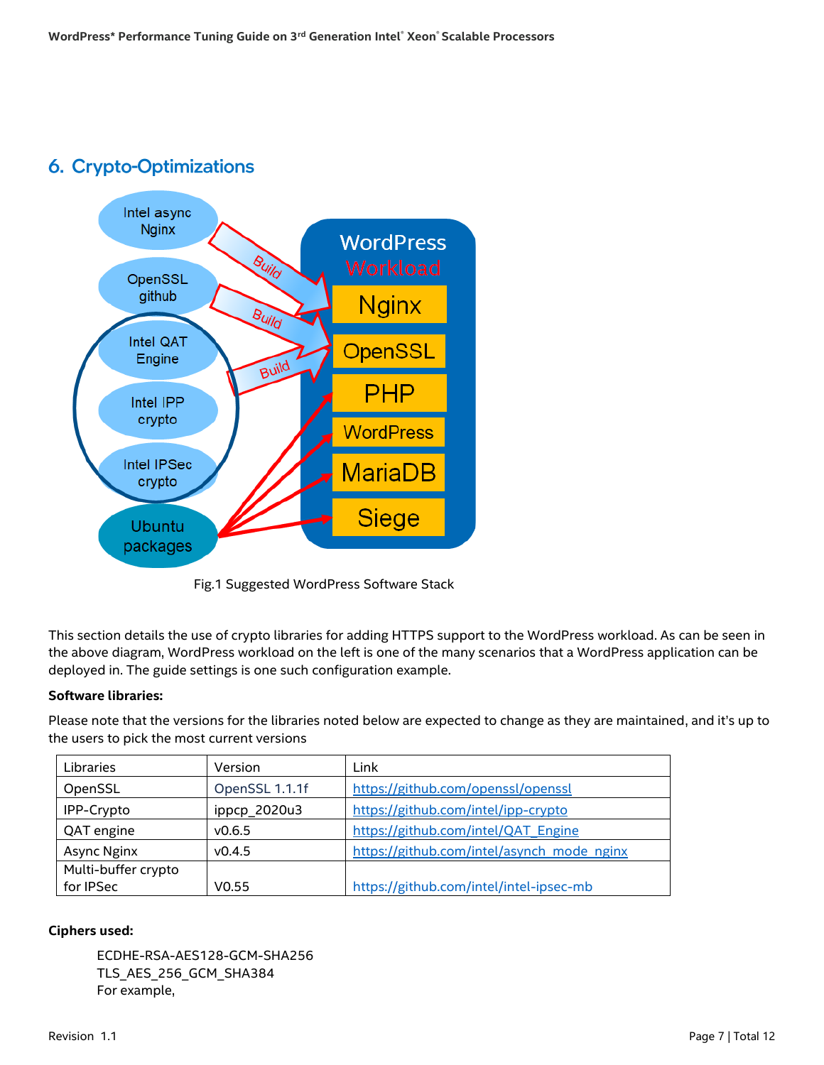# 6. Crypto-Optimizations

Fig.1 Suggested WordPress Software Stack

This section details the use of crypto libraries for adding HTTPS support to the WordPress workload. As can be seen in the above diagram, WordPress workload on the left is one of the many scenarios that a WordPress application can be deployed in. The guide settings is one such configuration example.

**Software libraries:**

Please note that the versions for the libraries noted below are expected to change as they are maintained, and it's up to the users to pick the most current versions

| Libraries | Version | Link |
|---|---|---|
| OpenSSL | OpenSSL 1.1.1f | https://github.com/openssl/openssl |
| IPP-Crypto | ippcp_2020u3 | https://github.com/intel/ipp-crypto |
| QAT engine | v0.6.5 | https://github.com/intel/QAT_Engine |
| Async Nginx | v0.4.5 | https://github.com/intel/asynch_mode_nginx |
| Multi-buffer crypto for IPSec | V0.55 | https://github.com/intel/intel-ipsec-mb |

**Ciphers used:**

ECDHE-RSA-AES128-GCM-SHA256
TLS_AES_256_GCM_SHA384
For example,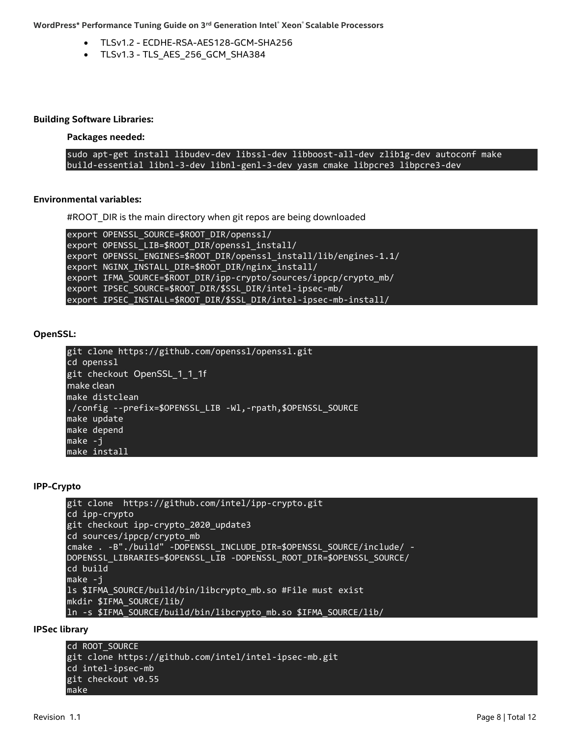- TLSv1.2 - ECDHE-RSA-AES128-GCM-SHA256
- TLSv1.3 - TLS_AES_256_GCM_SHA384

**Building Software Libraries:**

**Packages needed:**

```
sudo apt-get install libudev-dev libssl-dev libboost-all-dev zlib1g-dev autoconf make
build-essential libnl-3-dev libnl-genl-3-dev yasm cmake libpcre3 libpcre3-dev
```

**Environmental variables:**

#ROOT_DIR is the main directory when git repos are being downloaded

```
export OPENSSL_SOURCE=$ROOT_DIR/openssl/
export OPENSSL_LIB=$ROOT_DIR/openssl_install/
export OPENSSL_ENGINES=$ROOT_DIR/openssl_install/lib/engines-1.1/
export NGINX_INSTALL_DIR=$ROOT_DIR/nginx_install/
export IFMA_SOURCE=$ROOT_DIR/ipp-crypto/sources/ippcp/crypto_mb/
export IPSEC_SOURCE=$ROOT_DIR/$SSL_DIR/intel-ipsec-mb/
export IPSEC_INSTALL=$ROOT_DIR/$SSL_DIR/intel-ipsec-mb-install/
```

**OpenSSL:**

```
git clone https://github.com/openssl/openssl.git
cd openssl
git checkout OpenSSL_1_1_1f
make clean
make distclean
./config --prefix=$OPENSSL_LIB -Wl,-rpath,$OPENSSL_SOURCE
make update
make depend
make -j
make install
```

**IPP-Crypto**

```
git clone  https://github.com/intel/ipp-crypto.git
cd ipp-crypto
git checkout ipp-crypto_2020_update3
cd sources/ippcp/crypto_mb
cmake . -B"./build" -DOPENSSL_INCLUDE_DIR=$OPENSSL_SOURCE/include/ -
DOPENSSL_LIBRARIES=$OPENSSL_LIB -DOPENSSL_ROOT_DIR=$OPENSSL_SOURCE/
cd build
make -j
ls $IFMA_SOURCE/build/bin/libcrypto_mb.so #File must exist
mkdir $IFMA_SOURCE/lib/
ln -s $IFMA_SOURCE/build/bin/libcrypto_mb.so $IFMA_SOURCE/lib/
```

**IPSec library**

```
cd ROOT_SOURCE
git clone https://github.com/intel/intel-ipsec-mb.git
cd intel-ipsec-mb
git checkout v0.55
make
```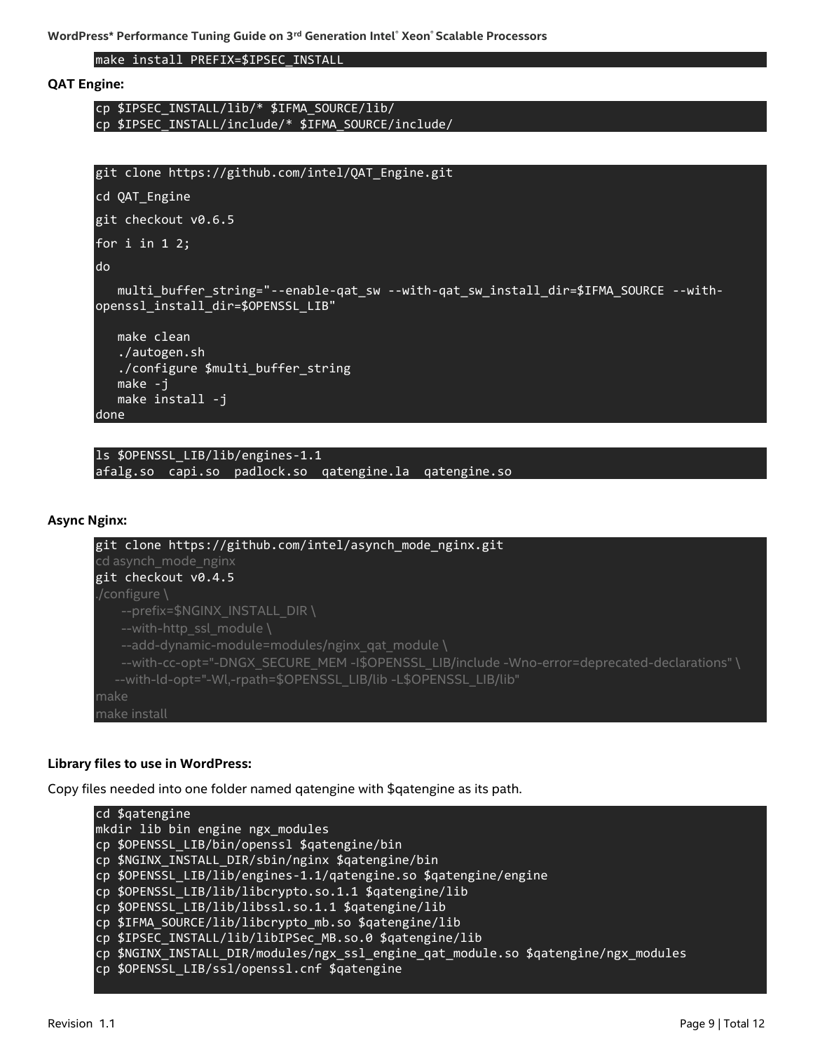```
make install PREFIX=$IPSEC_INSTALL
```

**QAT Engine:**

```
cp $IPSEC_INSTALL/lib/* $IFMA_SOURCE/lib/
cp $IPSEC_INSTALL/include/* $IFMA_SOURCE/include/
```

```
git clone https://github.com/intel/QAT_Engine.git

cd QAT_Engine

git checkout v0.6.5

for i in 1 2;

do

   multi_buffer_string="--enable-qat_sw --with-qat_sw_install_dir=$IFMA_SOURCE --with-openssl_install_dir=$OPENSSL_LIB"

   make clean
   ./autogen.sh
   ./configure $multi_buffer_string
   make -j
   make install -j
done
```

```
ls $OPENSSL_LIB/lib/engines-1.1
afalg.so  capi.so  padlock.so  qatengine.la  qatengine.so
```

**Async Nginx:**

```
git clone https://github.com/intel/asynch_mode_nginx.git
cd asynch_mode_nginx
git checkout v0.4.5
./configure \
     --prefix=$NGINX_INSTALL_DIR \
     --with-http_ssl_module \
     --add-dynamic-module=modules/nginx_qat_module \
     --with-cc-opt="-DNGX_SECURE_MEM -I$OPENSSL_LIB/include -Wno-error=deprecated-declarations" \
    --with-ld-opt="-Wl,-rpath=$OPENSSL_LIB/lib -L$OPENSSL_LIB/lib"
make
make install
```

**Library files to use in WordPress:**

Copy files needed into one folder named qatengine with $qatengine as its path.

```
cd $qatengine
mkdir lib bin engine ngx_modules
cp $OPENSSL_LIB/bin/openssl $qatengine/bin
cp $NGINX_INSTALL_DIR/sbin/nginx $qatengine/bin
cp $OPENSSL_LIB/lib/engines-1.1/qatengine.so $qatengine/engine
cp $OPENSSL_LIB/lib/libcrypto.so.1.1 $qatengine/lib
cp $OPENSSL_LIB/lib/libssl.so.1.1 $qatengine/lib
cp $IFMA_SOURCE/lib/libcrypto_mb.so $qatengine/lib
cp $IPSEC_INSTALL/lib/libIPSec_MB.so.0 $qatengine/lib
cp $NGINX_INSTALL_DIR/modules/ngx_ssl_engine_qat_module.so $qatengine/ngx_modules
cp $OPENSSL_LIB/ssl/openssl.cnf $qatengine
```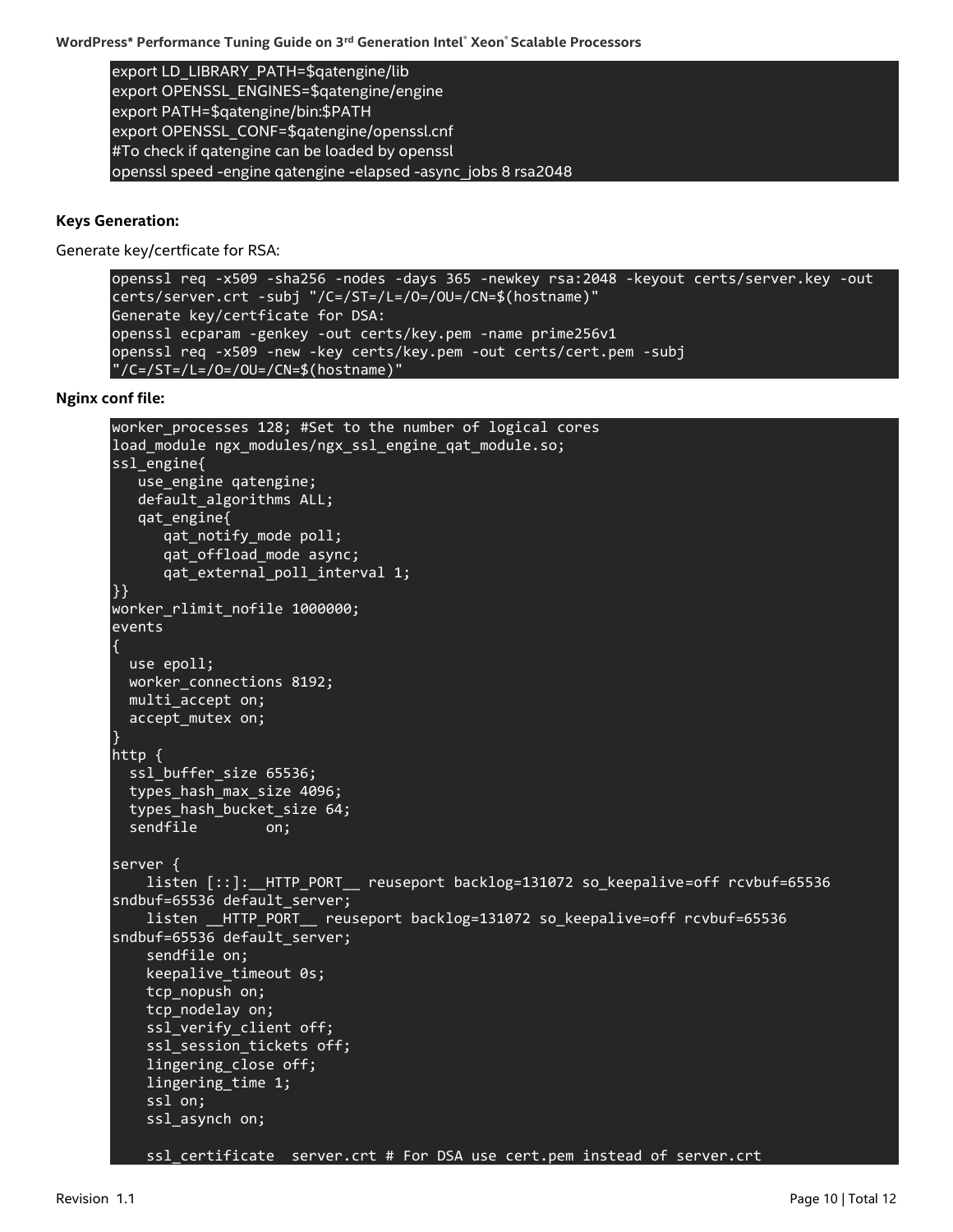```
export LD_LIBRARY_PATH=$qatengine/lib
export OPENSSL_ENGINES=$qatengine/engine
export PATH=$qatengine/bin:$PATH
export OPENSSL_CONF=$qatengine/openssl.cnf
#To check if qatengine can be loaded by openssl
openssl speed -engine qatengine -elapsed -async_jobs 8 rsa2048
```

**Keys Generation:**

Generate key/certficate for RSA:

```
openssl req -x509 -sha256 -nodes -days 365 -newkey rsa:2048 -keyout certs/server.key -out
certs/server.crt -subj "/C=/ST=/L=/O=/OU=/CN=$(hostname)"
Generate key/certficate for DSA:
openssl ecparam -genkey -out certs/key.pem -name prime256v1
openssl req -x509 -new -key certs/key.pem -out certs/cert.pem -subj
"/C=/ST=/L=/O=/OU=/CN=$(hostname)"
```

**Nginx conf file:**

```
worker_processes 128; #Set to the number of logical cores
load_module ngx_modules/ngx_ssl_engine_qat_module.so;
ssl_engine{
   use_engine qatengine;
   default_algorithms ALL;
   qat_engine{
      qat_notify_mode poll;
      qat_offload_mode async;
      qat_external_poll_interval 1;
}}
worker_rlimit_nofile 1000000;
events
{
  use epoll;
  worker_connections 8192;
  multi_accept on;
  accept_mutex on;
}
http {
  ssl_buffer_size 65536;
  types_hash_max_size 4096;
  types_hash_bucket_size 64;
  sendfile        on;

server {
    listen [::]:__HTTP_PORT__ reuseport backlog=131072 so_keepalive=off rcvbuf=65536
sndbuf=65536 default_server;
    listen __HTTP_PORT__ reuseport backlog=131072 so_keepalive=off rcvbuf=65536
sndbuf=65536 default_server;
    sendfile on;
    keepalive_timeout 0s;
    tcp_nopush on;
    tcp_nodelay on;
    ssl_verify_client off;
    ssl_session_tickets off;
    lingering_close off;
    lingering_time 1;
    ssl on;
    ssl_asynch on;

    ssl_certificate  server.crt # For DSA use cert.pem instead of server.crt
```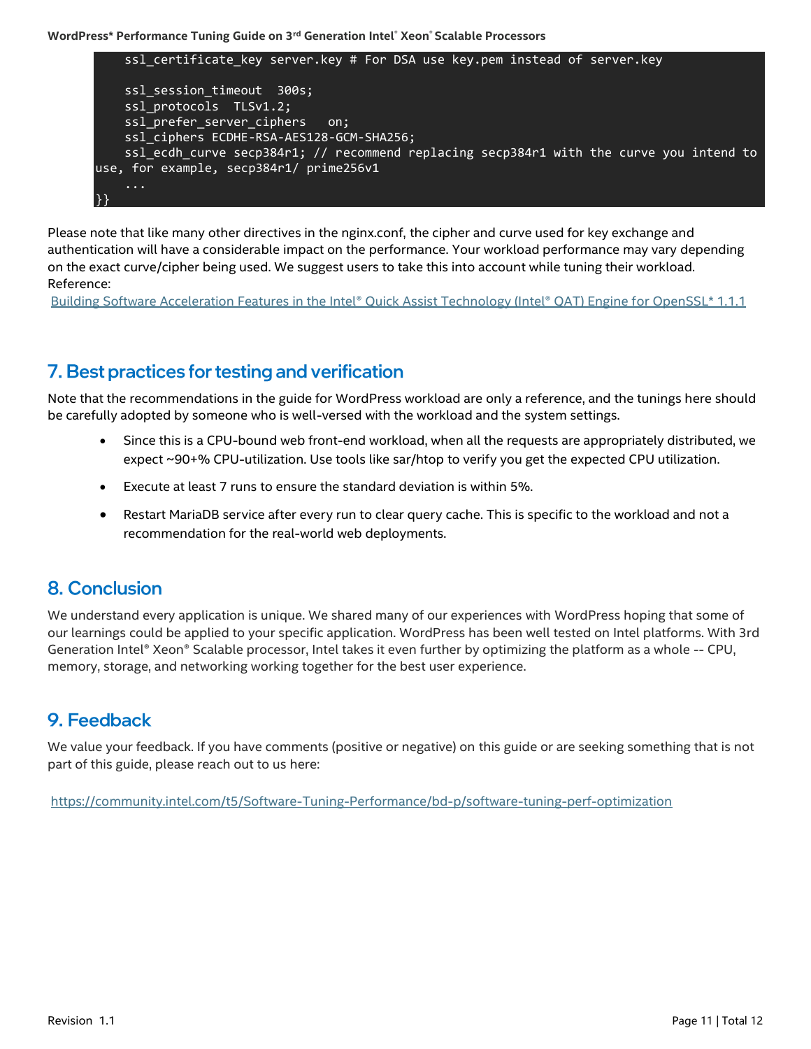```
    ssl_certificate_key server.key # For DSA use key.pem instead of server.key

    ssl_session_timeout  300s;
    ssl_protocols  TLSv1.2;
    ssl_prefer_server_ciphers   on;
    ssl_ciphers ECDHE-RSA-AES128-GCM-SHA256;
    ssl_ecdh_curve secp384r1; // recommend replacing secp384r1 with the curve you intend to
use, for example, secp384r1/ prime256v1
    ...
}}
```

Please note that like many other directives in the nginx.conf, the cipher and curve used for key exchange and authentication will have a considerable impact on the performance. Your workload performance may vary depending on the exact curve/cipher being used. We suggest users to take this into account while tuning their workload.
Reference:
Building Software Acceleration Features in the Intel® Quick Assist Technology (Intel® QAT) Engine for OpenSSL* 1.1.1

## 7. Best practices for testing and verification

Note that the recommendations in the guide for WordPress workload are only a reference, and the tunings here should be carefully adopted by someone who is well-versed with the workload and the system settings.

- Since this is a CPU-bound web front-end workload, when all the requests are appropriately distributed, we expect ~90+% CPU-utilization. Use tools like sar/htop to verify you get the expected CPU utilization.
- Execute at least 7 runs to ensure the standard deviation is within 5%.
- Restart MariaDB service after every run to clear query cache. This is specific to the workload and not a recommendation for the real-world web deployments.

## 8. Conclusion

We understand every application is unique. We shared many of our experiences with WordPress hoping that some of our learnings could be applied to your specific application. WordPress has been well tested on Intel platforms. With 3rd Generation Intel® Xeon® Scalable processor, Intel takes it even further by optimizing the platform as a whole -- CPU, memory, storage, and networking working together for the best user experience.

## 9. Feedback

We value your feedback. If you have comments (positive or negative) on this guide or are seeking something that is not part of this guide, please reach out to us here:

https://community.intel.com/t5/Software-Tuning-Performance/bd-p/software-tuning-perf-optimization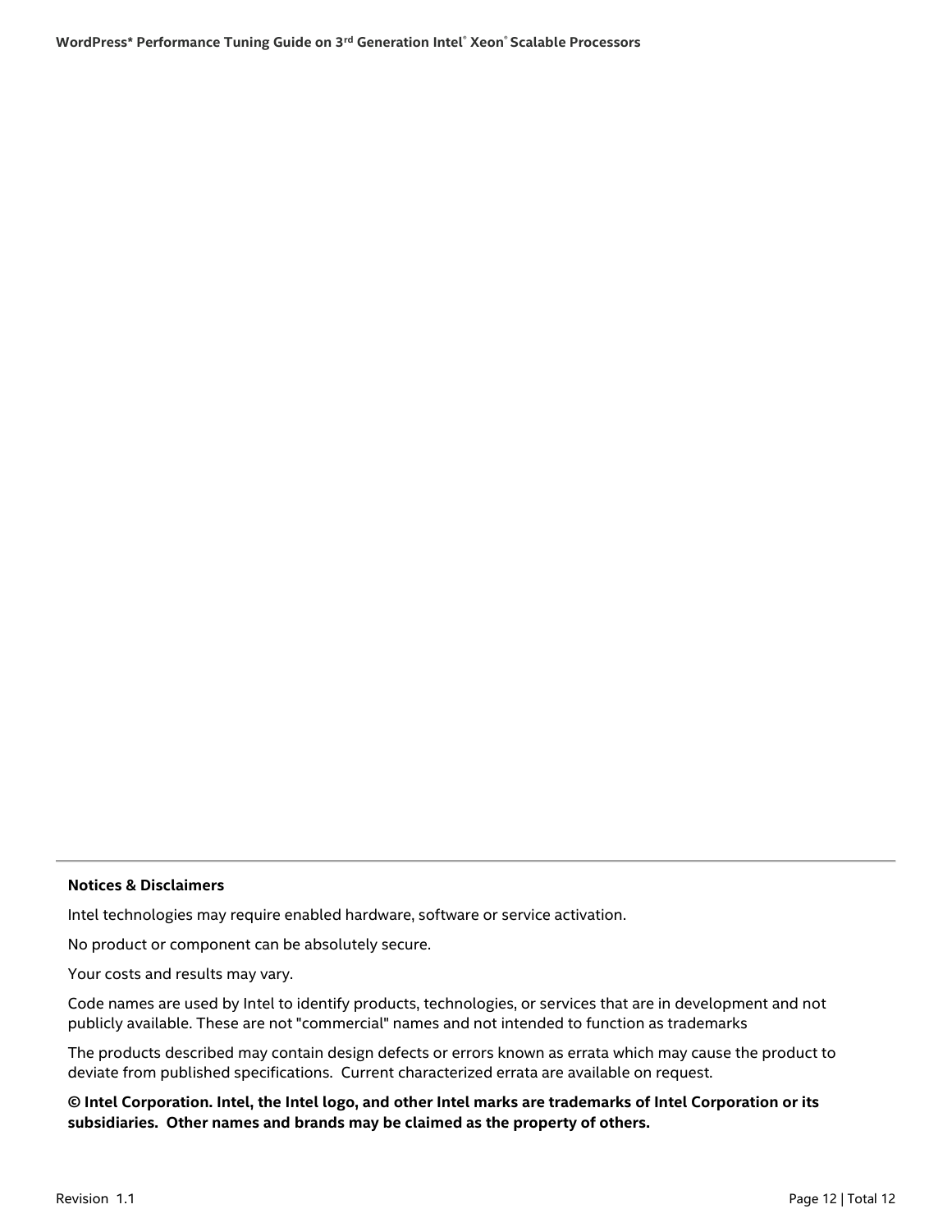**Notices & Disclaimers**

Intel technologies may require enabled hardware, software or service activation.

No product or component can be absolutely secure.

Your costs and results may vary.

Code names are used by Intel to identify products, technologies, or services that are in development and not publicly available. These are not "commercial" names and not intended to function as trademarks

The products described may contain design defects or errors known as errata which may cause the product to deviate from published specifications. Current characterized errata are available on request.

**© Intel Corporation. Intel, the Intel logo, and other Intel marks are trademarks of Intel Corporation or its subsidiaries. Other names and brands may be claimed as the property of others.**

Revision 1.1